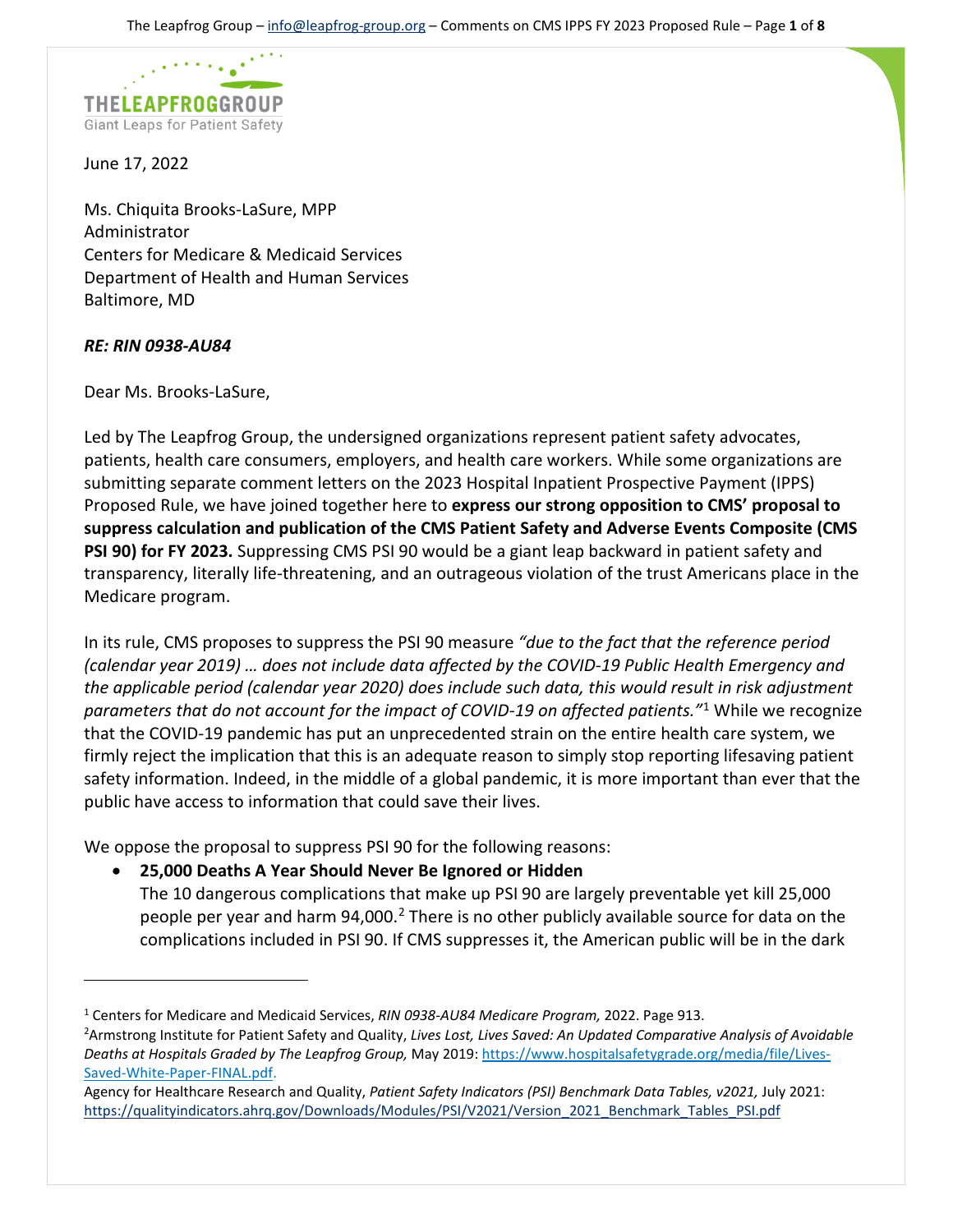THE LEAPFROG GROUP
Giant Leaps for Patient Safety

June 17, 2022

Ms. Chiquita Brooks-LaSure, MPP
Administrator
Centers for Medicare & Medicaid Services
Department of Health and Human Services
Baltimore, MD

***RE: RIN 0938-AU84***

Dear Ms. Brooks-LaSure,

Led by The Leapfrog Group, the undersigned organizations represent patient safety advocates, patients, health care consumers, employers, and health care workers. While some organizations are submitting separate comment letters on the 2023 Hospital Inpatient Prospective Payment (IPPS) Proposed Rule, we have joined together here to **express our strong opposition to CMS' proposal to suppress calculation and publication of the CMS Patient Safety and Adverse Events Composite (CMS PSI 90) for FY 2023.** Suppressing CMS PSI 90 would be a giant leap backward in patient safety and transparency, literally life-threatening, and an outrageous violation of the trust Americans place in the Medicare program.

In its rule, CMS proposes to suppress the PSI 90 measure *"due to the fact that the reference period (calendar year 2019) … does not include data affected by the COVID-19 Public Health Emergency and the applicable period (calendar year 2020) does include such data, this would result in risk adjustment parameters that do not account for the impact of COVID-19 on affected patients."*[1] While we recognize that the COVID-19 pandemic has put an unprecedented strain on the entire health care system, we firmly reject the implication that this is an adequate reason to simply stop reporting lifesaving patient safety information. Indeed, in the middle of a global pandemic, it is more important than ever that the public have access to information that could save their lives.

We oppose the proposal to suppress PSI 90 for the following reasons:

- **25,000 Deaths A Year Should Never Be Ignored or Hidden**
  The 10 dangerous complications that make up PSI 90 are largely preventable yet kill 25,000 people per year and harm 94,000.[2] There is no other publicly available source for data on the complications included in PSI 90. If CMS suppresses it, the American public will be in the dark

---

[1] Centers for Medicare and Medicaid Services, *RIN 0938-AU84 Medicare Program,* 2022. Page 913.

[2] Armstrong Institute for Patient Safety and Quality, *Lives Lost, Lives Saved: An Updated Comparative Analysis of Avoidable Deaths at Hospitals Graded by The Leapfrog Group,* May 2019: https://www.hospitalsafetygrade.org/media/file/Lives-Saved-White-Paper-FINAL.pdf.

Agency for Healthcare Research and Quality, *Patient Safety Indicators (PSI) Benchmark Data Tables, v2021,* July 2021: https://qualityindicators.ahrq.gov/Downloads/Modules/PSI/V2021/Version_2021_Benchmark_Tables_PSI.pdf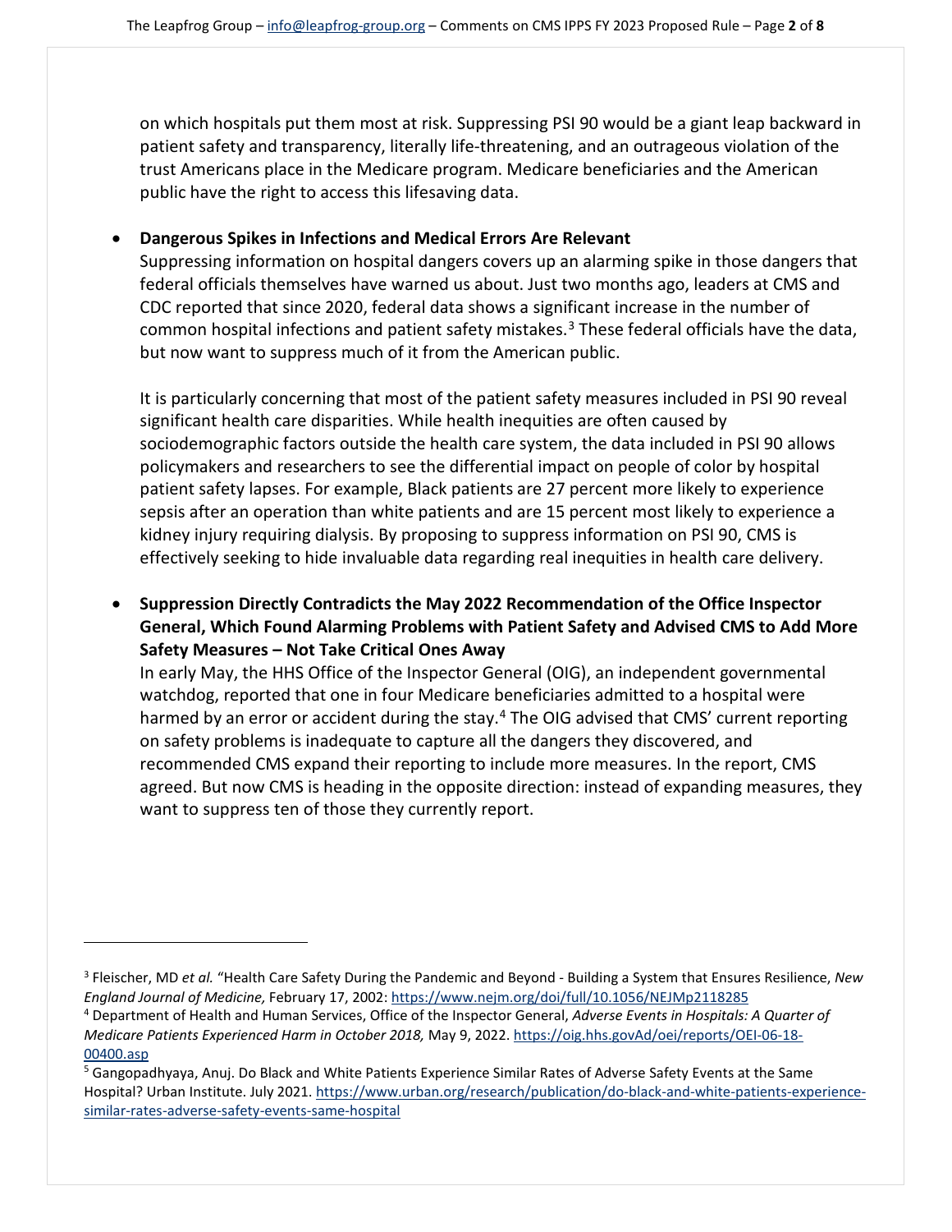on which hospitals put them most at risk. Suppressing PSI 90 would be a giant leap backward in patient safety and transparency, literally life-threatening, and an outrageous violation of the trust Americans place in the Medicare program. Medicare beneficiaries and the American public have the right to access this lifesaving data.

- **Dangerous Spikes in Infections and Medical Errors Are Relevant**
  Suppressing information on hospital dangers covers up an alarming spike in those dangers that federal officials themselves have warned us about. Just two months ago, leaders at CMS and CDC reported that since 2020, federal data shows a significant increase in the number of common hospital infections and patient safety mistakes.[3] These federal officials have the data, but now want to suppress much of it from the American public.

  It is particularly concerning that most of the patient safety measures included in PSI 90 reveal significant health care disparities. While health inequities are often caused by sociodemographic factors outside the health care system, the data included in PSI 90 allows policymakers and researchers to see the differential impact on people of color by hospital patient safety lapses. For example, Black patients are 27 percent more likely to experience sepsis after an operation than white patients and are 15 percent most likely to experience a kidney injury requiring dialysis. By proposing to suppress information on PSI 90, CMS is effectively seeking to hide invaluable data regarding real inequities in health care delivery.

- **Suppression Directly Contradicts the May 2022 Recommendation of the Office Inspector General, Which Found Alarming Problems with Patient Safety and Advised CMS to Add More Safety Measures – Not Take Critical Ones Away**
  In early May, the HHS Office of the Inspector General (OIG), an independent governmental watchdog, reported that one in four Medicare beneficiaries admitted to a hospital were harmed by an error or accident during the stay.[4] The OIG advised that CMS' current reporting on safety problems is inadequate to capture all the dangers they discovered, and recommended CMS expand their reporting to include more measures. In the report, CMS agreed. But now CMS is heading in the opposite direction: instead of expanding measures, they want to suppress ten of those they currently report.

---

[3] Fleischer, MD *et al.* "Health Care Safety During the Pandemic and Beyond - Building a System that Ensures Resilience, *New England Journal of Medicine,* February 17, 2002: https://www.nejm.org/doi/full/10.1056/NEJMp2118285

[4] Department of Health and Human Services, Office of the Inspector General, *Adverse Events in Hospitals: A Quarter of Medicare Patients Experienced Harm in October 2018,* May 9, 2022. https://oig.hhs.govAd/oei/reports/OEI-06-18-00400.asp

[5] Gangopadhyaya, Anuj. Do Black and White Patients Experience Similar Rates of Adverse Safety Events at the Same Hospital? Urban Institute. July 2021. https://www.urban.org/research/publication/do-black-and-white-patients-experience-similar-rates-adverse-safety-events-same-hospital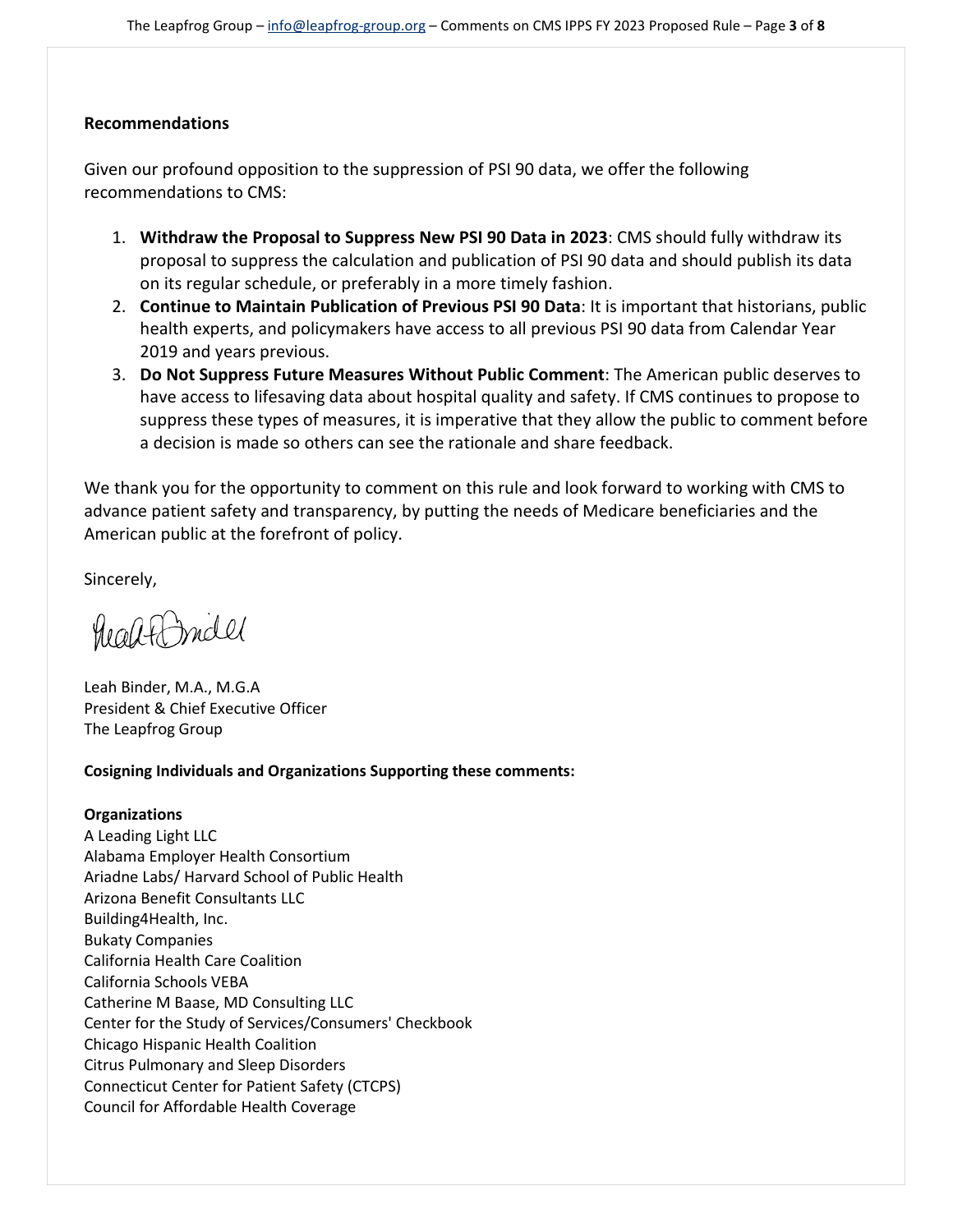**Recommendations**

Given our profound opposition to the suppression of PSI 90 data, we offer the following recommendations to CMS:

1. **Withdraw the Proposal to Suppress New PSI 90 Data in 2023**: CMS should fully withdraw its proposal to suppress the calculation and publication of PSI 90 data and should publish its data on its regular schedule, or preferably in a more timely fashion.
2. **Continue to Maintain Publication of Previous PSI 90 Data**: It is important that historians, public health experts, and policymakers have access to all previous PSI 90 data from Calendar Year 2019 and years previous.
3. **Do Not Suppress Future Measures Without Public Comment**: The American public deserves to have access to lifesaving data about hospital quality and safety. If CMS continues to propose to suppress these types of measures, it is imperative that they allow the public to comment before a decision is made so others can see the rationale and share feedback.

We thank you for the opportunity to comment on this rule and look forward to working with CMS to advance patient safety and transparency, by putting the needs of Medicare beneficiaries and the American public at the forefront of policy.

Sincerely,

Leah Binder, M.A., M.G.A
President & Chief Executive Officer
The Leapfrog Group

**Cosigning Individuals and Organizations Supporting these comments:**

**Organizations**
A Leading Light LLC
Alabama Employer Health Consortium
Ariadne Labs/ Harvard School of Public Health
Arizona Benefit Consultants LLC
Building4Health, Inc.
Bukaty Companies
California Health Care Coalition
California Schools VEBA
Catherine M Baase, MD Consulting LLC
Center for the Study of Services/Consumers' Checkbook
Chicago Hispanic Health Coalition
Citrus Pulmonary and Sleep Disorders
Connecticut Center for Patient Safety (CTCPS)
Council for Affordable Health Coverage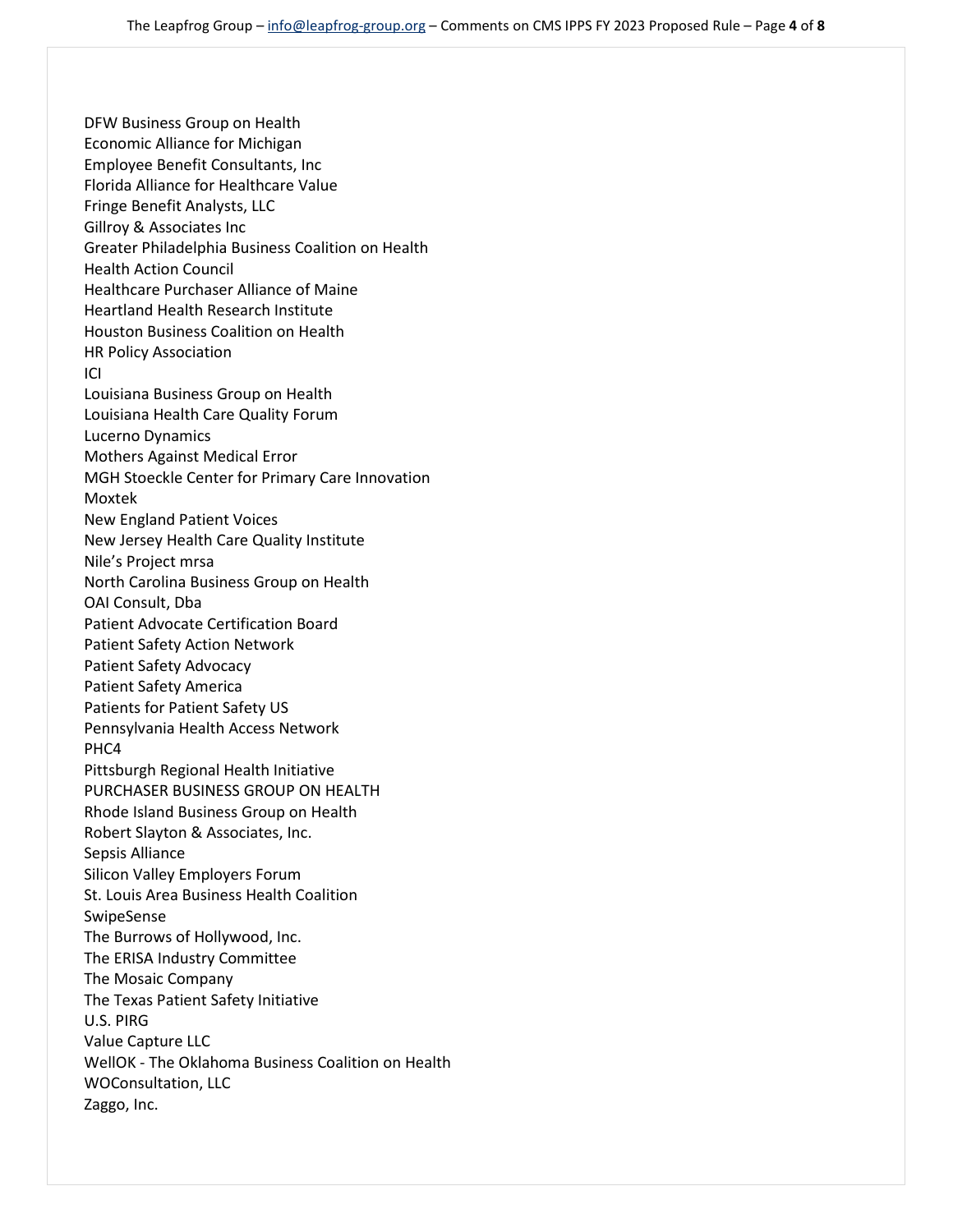DFW Business Group on Health
Economic Alliance for Michigan
Employee Benefit Consultants, Inc
Florida Alliance for Healthcare Value
Fringe Benefit Analysts, LLC
Gillroy & Associates Inc
Greater Philadelphia Business Coalition on Health
Health Action Council
Healthcare Purchaser Alliance of Maine
Heartland Health Research Institute
Houston Business Coalition on Health
HR Policy Association
ICI
Louisiana Business Group on Health
Louisiana Health Care Quality Forum
Lucerno Dynamics
Mothers Against Medical Error
MGH Stoeckle Center for Primary Care Innovation
Moxtek
New England Patient Voices
New Jersey Health Care Quality Institute
Nile's Project mrsa
North Carolina Business Group on Health
OAI Consult, Dba
Patient Advocate Certification Board
Patient Safety Action Network
Patient Safety Advocacy
Patient Safety America
Patients for Patient Safety US
Pennsylvania Health Access Network
PHC4
Pittsburgh Regional Health Initiative
PURCHASER BUSINESS GROUP ON HEALTH
Rhode Island Business Group on Health
Robert Slayton & Associates, Inc.
Sepsis Alliance
Silicon Valley Employers Forum
St. Louis Area Business Health Coalition
SwipeSense
The Burrows of Hollywood, Inc.
The ERISA Industry Committee
The Mosaic Company
The Texas Patient Safety Initiative
U.S. PIRG
Value Capture LLC
WellOK - The Oklahoma Business Coalition on Health
WOConsultation, LLC
Zaggo, Inc.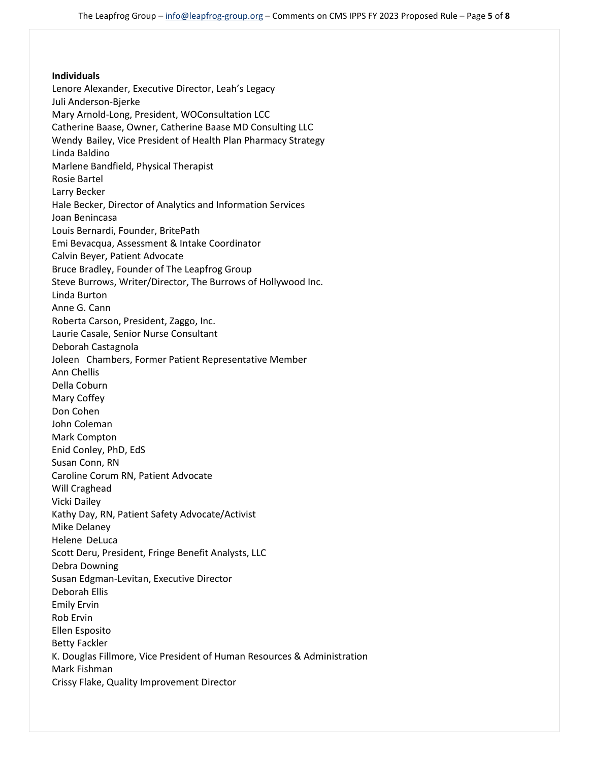**Individuals**

Lenore Alexander, Executive Director, Leah's Legacy
Juli Anderson-Bjerke
Mary Arnold-Long, President, WOConsultation LCC
Catherine Baase, Owner, Catherine Baase MD Consulting LLC
Wendy Bailey, Vice President of Health Plan Pharmacy Strategy
Linda Baldino
Marlene Bandfield, Physical Therapist
Rosie Bartel
Larry Becker
Hale Becker, Director of Analytics and Information Services
Joan Benincasa
Louis Bernardi, Founder, BritePath
Emi Bevacqua, Assessment & Intake Coordinator
Calvin Beyer, Patient Advocate
Bruce Bradley, Founder of The Leapfrog Group
Steve Burrows, Writer/Director, The Burrows of Hollywood Inc.
Linda Burton
Anne G. Cann
Roberta Carson, President, Zaggo, Inc.
Laurie Casale, Senior Nurse Consultant
Deborah Castagnola
Joleen Chambers, Former Patient Representative Member
Ann Chellis
Della Coburn
Mary Coffey
Don Cohen
John Coleman
Mark Compton
Enid Conley, PhD, EdS
Susan Conn, RN
Caroline Corum RN, Patient Advocate
Will Craghead
Vicki Dailey
Kathy Day, RN, Patient Safety Advocate/Activist
Mike Delaney
Helene DeLuca
Scott Deru, President, Fringe Benefit Analysts, LLC
Debra Downing
Susan Edgman-Levitan, Executive Director
Deborah Ellis
Emily Ervin
Rob Ervin
Ellen Esposito
Betty Fackler
K. Douglas Fillmore, Vice President of Human Resources & Administration
Mark Fishman
Crissy Flake, Quality Improvement Director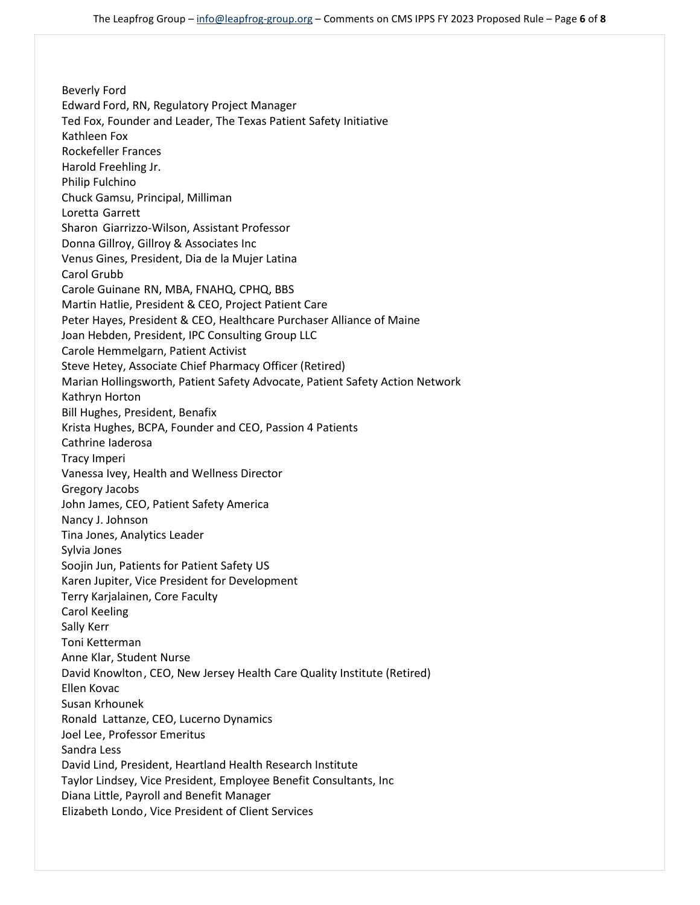Beverly Ford
Edward Ford, RN, Regulatory Project Manager
Ted Fox, Founder and Leader, The Texas Patient Safety Initiative
Kathleen Fox
Rockefeller Frances
Harold Freehling Jr.
Philip Fulchino
Chuck Gamsu, Principal, Milliman
Loretta Garrett
Sharon Giarrizzo-Wilson, Assistant Professor
Donna Gillroy, Gillroy & Associates Inc
Venus Gines, President, Dia de la Mujer Latina
Carol Grubb
Carole Guinane RN, MBA, FNAHQ, CPHQ, BBS
Martin Hatlie, President & CEO, Project Patient Care
Peter Hayes, President & CEO, Healthcare Purchaser Alliance of Maine
Joan Hebden, President, IPC Consulting Group LLC
Carole Hemmelgarn, Patient Activist
Steve Hetey, Associate Chief Pharmacy Officer (Retired)
Marian Hollingsworth, Patient Safety Advocate, Patient Safety Action Network
Kathryn Horton
Bill Hughes, President, Benafix
Krista Hughes, BCPA, Founder and CEO, Passion 4 Patients
Cathrine Iaderosa
Tracy Imperi
Vanessa Ivey, Health and Wellness Director
Gregory Jacobs
John James, CEO, Patient Safety America
Nancy J. Johnson
Tina Jones, Analytics Leader
Sylvia Jones
Soojin Jun, Patients for Patient Safety US
Karen Jupiter, Vice President for Development
Terry Karjalainen, Core Faculty
Carol Keeling
Sally Kerr
Toni Ketterman
Anne Klar, Student Nurse
David Knowlton, CEO, New Jersey Health Care Quality Institute (Retired)
Ellen Kovac
Susan Krhounek
Ronald Lattanze, CEO, Lucerno Dynamics
Joel Lee, Professor Emeritus
Sandra Less
David Lind, President, Heartland Health Research Institute
Taylor Lindsey, Vice President, Employee Benefit Consultants, Inc
Diana Little, Payroll and Benefit Manager
Elizabeth Londo, Vice President of Client Services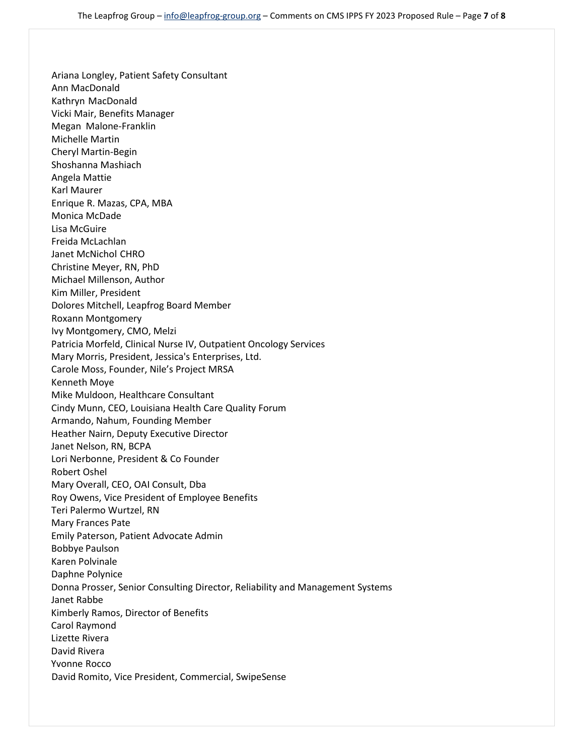Ariana Longley, Patient Safety Consultant
Ann MacDonald
Kathryn MacDonald
Vicki Mair, Benefits Manager
Megan Malone-Franklin
Michelle Martin
Cheryl Martin-Begin
Shoshanna Mashiach
Angela Mattie
Karl Maurer
Enrique R. Mazas, CPA, MBA
Monica McDade
Lisa McGuire
Freida McLachlan
Janet McNichol CHRO
Christine Meyer, RN, PhD
Michael Millenson, Author
Kim Miller, President
Dolores Mitchell, Leapfrog Board Member
Roxann Montgomery
Ivy Montgomery, CMO, Melzi
Patricia Morfeld, Clinical Nurse IV, Outpatient Oncology Services
Mary Morris, President, Jessica's Enterprises, Ltd.
Carole Moss, Founder, Nile's Project MRSA
Kenneth Moye
Mike Muldoon, Healthcare Consultant
Cindy Munn, CEO, Louisiana Health Care Quality Forum
Armando, Nahum, Founding Member
Heather Nairn, Deputy Executive Director
Janet Nelson, RN, BCPA
Lori Nerbonne, President & Co Founder
Robert Oshel
Mary Overall, CEO, OAI Consult, Dba
Roy Owens, Vice President of Employee Benefits
Teri Palermo Wurtzel, RN
Mary Frances Pate
Emily Paterson, Patient Advocate Admin
Bobbye Paulson
Karen Polvinale
Daphne Polynice
Donna Prosser, Senior Consulting Director, Reliability and Management Systems
Janet Rabbe
Kimberly Ramos, Director of Benefits
Carol Raymond
Lizette Rivera
David Rivera
Yvonne Rocco
David Romito, Vice President, Commercial, SwipeSense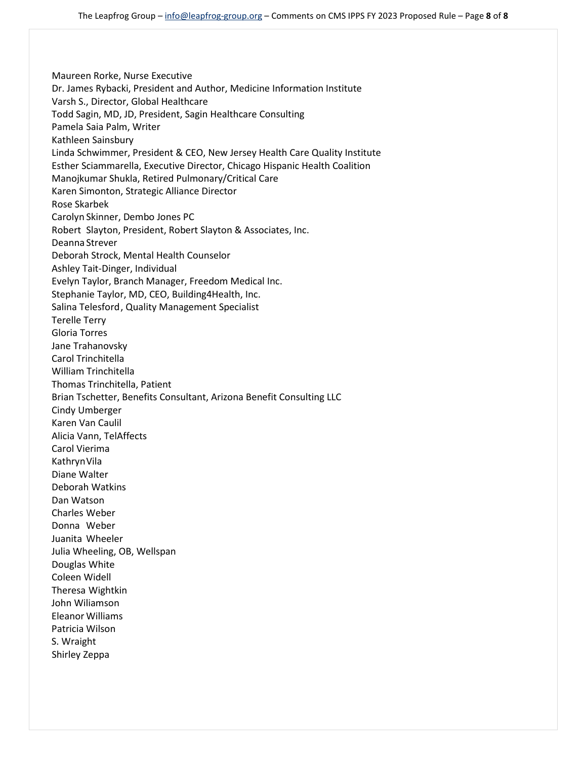Maureen Rorke, Nurse Executive  
Dr. James Rybacki, President and Author, Medicine Information Institute  
Varsh S., Director, Global Healthcare  
Todd Sagin, MD, JD, President, Sagin Healthcare Consulting  
Pamela Saia Palm, Writer  
Kathleen Sainsbury  
Linda Schwimmer, President & CEO, New Jersey Health Care Quality Institute  
Esther Sciammarella, Executive Director, Chicago Hispanic Health Coalition  
Manojkumar Shukla, Retired Pulmonary/Critical Care  
Karen Simonton, Strategic Alliance Director  
Rose Skarbek  
Carolyn Skinner, Dembo Jones PC  
Robert Slayton, President, Robert Slayton & Associates, Inc.  
Deanna Strever  
Deborah Strock, Mental Health Counselor  
Ashley Tait-Dinger, Individual  
Evelyn Taylor, Branch Manager, Freedom Medical Inc.  
Stephanie Taylor, MD, CEO, Building4Health, Inc.  
Salina Telesford, Quality Management Specialist  
Terelle Terry  
Gloria Torres  
Jane Trahanovsky  
Carol Trinchitella  
William Trinchitella  
Thomas Trinchitella, Patient  
Brian Tschetter, Benefits Consultant, Arizona Benefit Consulting LLC  
Cindy Umberger  
Karen Van Caulil  
Alicia Vann, TelAffects  
Carol Vierima  
Kathryn Vila  
Diane Walter  
Deborah Watkins  
Dan Watson  
Charles Weber  
Donna Weber  
Juanita Wheeler  
Julia Wheeling, OB, Wellspan  
Douglas White  
Coleen Widell  
Theresa Wightkin  
John Wiliamson  
Eleanor Williams  
Patricia Wilson  
S. Wraight  
Shirley Zeppa